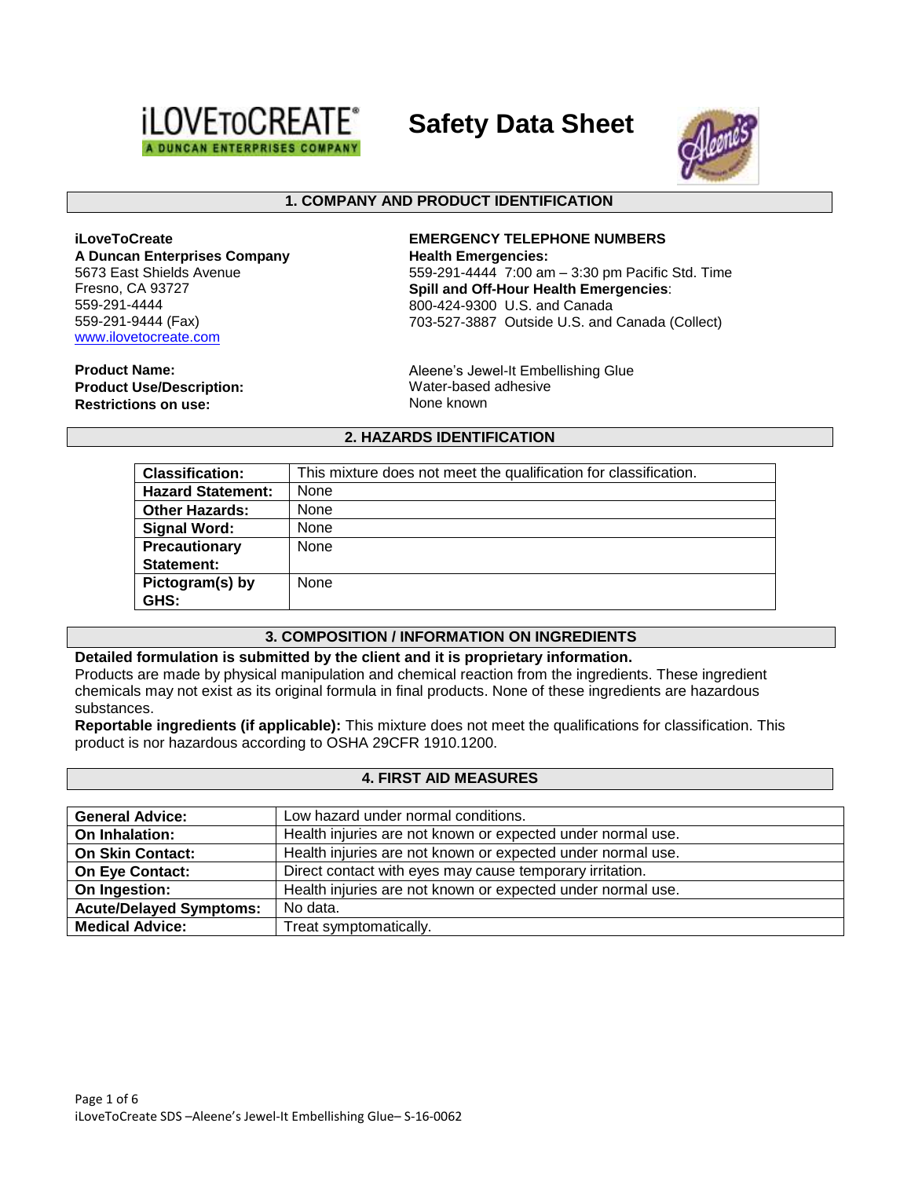# Safety Data Sheet

iLOVETOCREATE® A DUNCAN ENTERPRISES COMPANY

## 1. COMPANY AND PRODUCT IDENTIFICATION

**iLoveToCreate**
**A Duncan Enterprises Company**
5673 East Shields Avenue
Fresno, CA 93727
559-291-4444
559-291-9444 (Fax)
www.ilovetocreate.com

**EMERGENCY TELEPHONE NUMBERS**
**Health Emergencies:**
559-291-4444 7:00 am – 3:30 pm Pacific Std. Time
**Spill and Off-Hour Health Emergencies**:
800-424-9300 U.S. and Canada
703-527-3887 Outside U.S. and Canada (Collect)

**Product Name:** Aleene's Jewel-It Embellishing Glue
**Product Use/Description:** Water-based adhesive
**Restrictions on use:** None known

## 2. HAZARDS IDENTIFICATION

| | |
|---|---|
| **Classification:** | This mixture does not meet the qualification for classification. |
| **Hazard Statement:** | None |
| **Other Hazards:** | None |
| **Signal Word:** | None |
| **Precautionary Statement:** | None |
| **Pictogram(s) by GHS:** | None |

## 3. COMPOSITION / INFORMATION ON INGREDIENTS

**Detailed formulation is submitted by the client and it is proprietary information.**
Products are made by physical manipulation and chemical reaction from the ingredients. These ingredient chemicals may not exist as its original formula in final products. None of these ingredients are hazardous substances.
**Reportable ingredients (if applicable):** This mixture does not meet the qualifications for classification. This product is nor hazardous according to OSHA 29CFR 1910.1200.

## 4. FIRST AID MEASURES

| | |
|---|---|
| **General Advice:** | Low hazard under normal conditions. |
| **On Inhalation:** | Health injuries are not known or expected under normal use. |
| **On Skin Contact:** | Health injuries are not known or expected under normal use. |
| **On Eye Contact:** | Direct contact with eyes may cause temporary irritation. |
| **On Ingestion:** | Health injuries are not known or expected under normal use. |
| **Acute/Delayed Symptoms:** | No data. |
| **Medical Advice:** | Treat symptomatically. |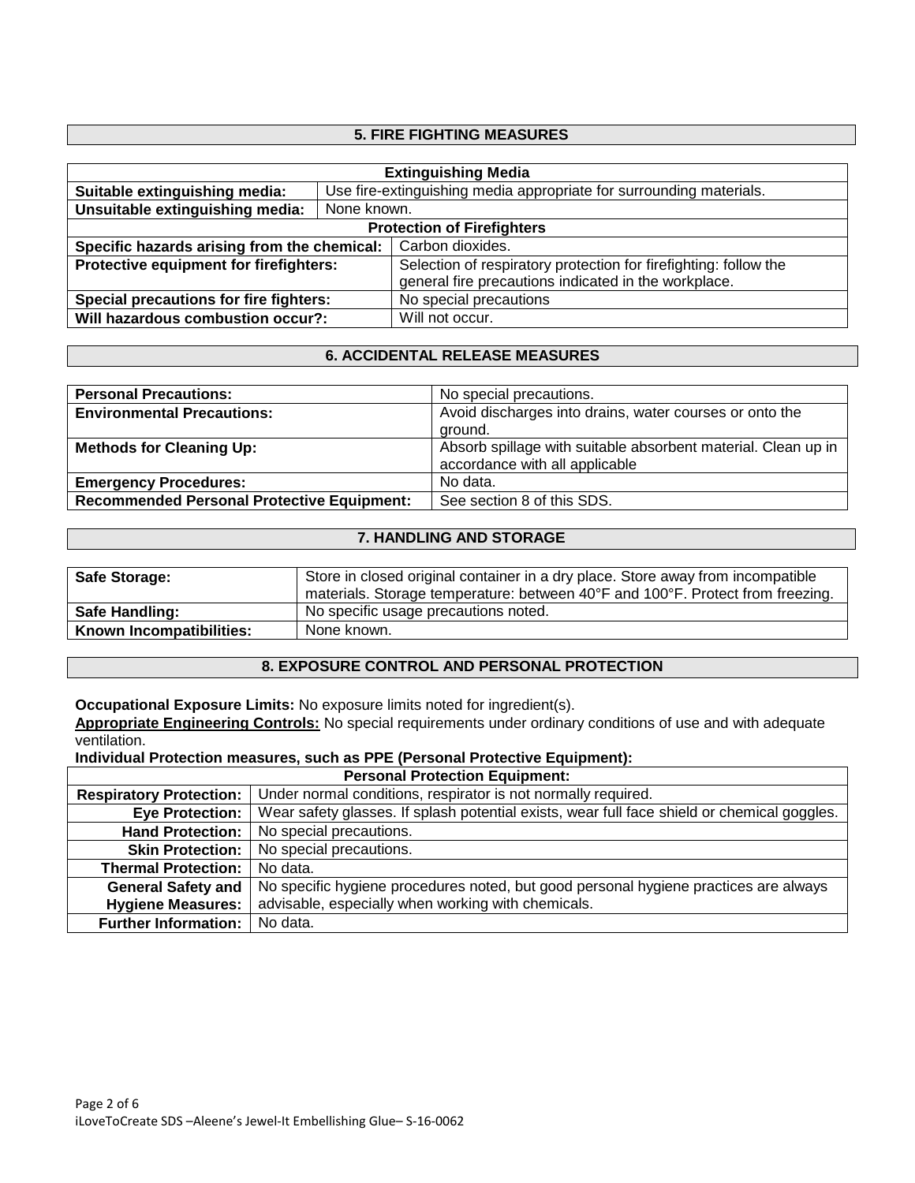## 5. FIRE FIGHTING MEASURES

| Extinguishing Media | |
|---|---|
| **Suitable extinguishing media:** | Use fire-extinguishing media appropriate for surrounding materials. |
| **Unsuitable extinguishing media:** | None known. |
| **Protection of Firefighters** | |
| **Specific hazards arising from the chemical:** | Carbon dioxides. |
| **Protective equipment for firefighters:** | Selection of respiratory protection for firefighting: follow the general fire precautions indicated in the workplace. |
| **Special precautions for fire fighters:** | No special precautions |
| **Will hazardous combustion occur?:** | Will not occur. |

## 6. ACCIDENTAL RELEASE MEASURES

| | |
|---|---|
| **Personal Precautions:** | No special precautions. |
| **Environmental Precautions:** | Avoid discharges into drains, water courses or onto the ground. |
| **Methods for Cleaning Up:** | Absorb spillage with suitable absorbent material. Clean up in accordance with all applicable |
| **Emergency Procedures:** | No data. |
| **Recommended Personal Protective Equipment:** | See section 8 of this SDS. |

## 7. HANDLING AND STORAGE

| | |
|---|---|
| **Safe Storage:** | Store in closed original container in a dry place. Store away from incompatible materials. Storage temperature: between 40°F and 100°F. Protect from freezing. |
| **Safe Handling:** | No specific usage precautions noted. |
| **Known Incompatibilities:** | None known. |

## 8. EXPOSURE CONTROL AND PERSONAL PROTECTION

**Occupational Exposure Limits:** No exposure limits noted for ingredient(s).

**Appropriate Engineering Controls:** No special requirements under ordinary conditions of use and with adequate ventilation.

**Individual Protection measures, such as PPE (Personal Protective Equipment):**

| Personal Protection Equipment: | |
|---|---|
| **Respiratory Protection:** | Under normal conditions, respirator is not normally required. |
| **Eye Protection:** | Wear safety glasses. If splash potential exists, wear full face shield or chemical goggles. |
| **Hand Protection:** | No special precautions. |
| **Skin Protection:** | No special precautions. |
| **Thermal Protection:** | No data. |
| **General Safety and Hygiene Measures:** | No specific hygiene procedures noted, but good personal hygiene practices are always advisable, especially when working with chemicals. |
| **Further Information:** | No data. |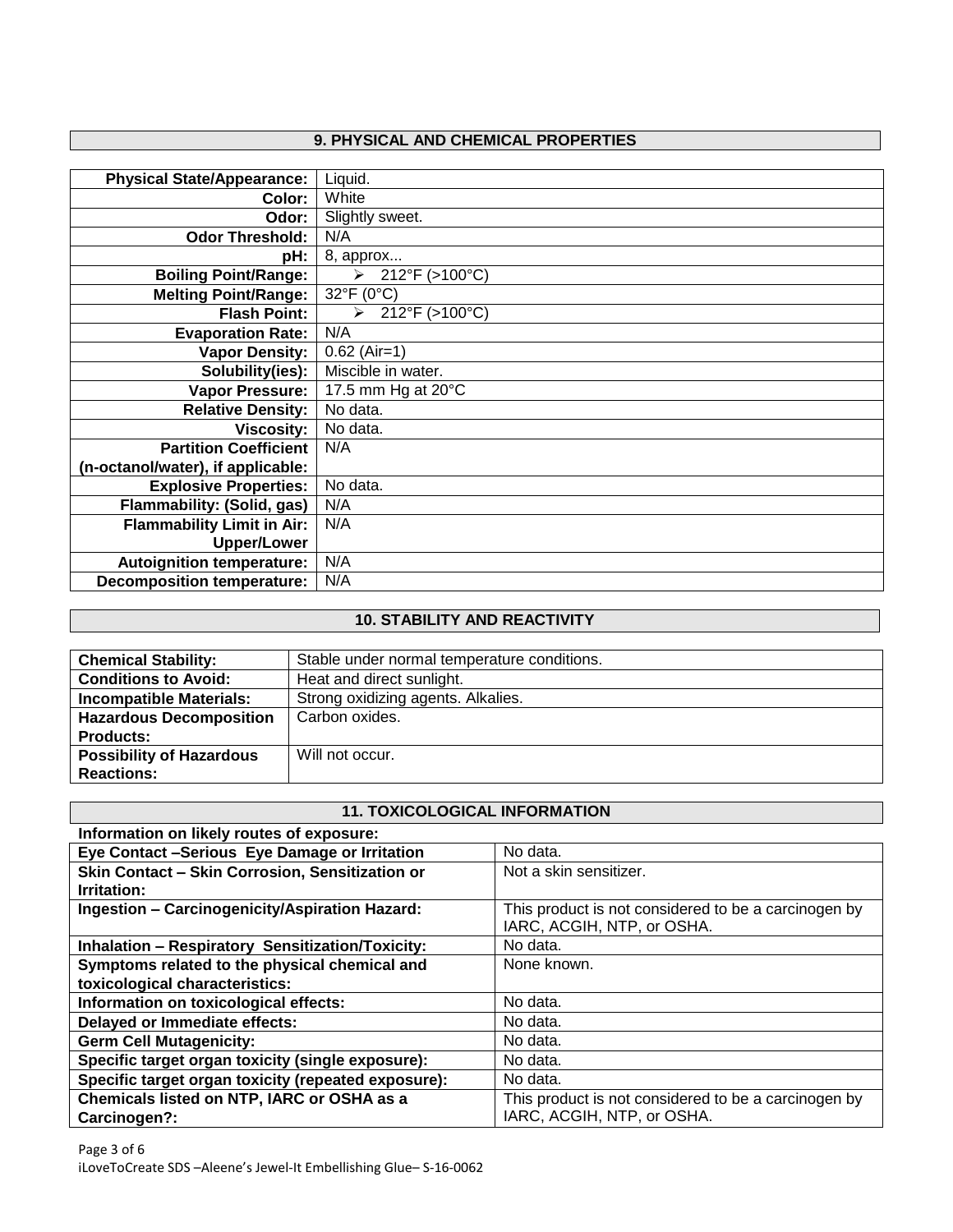## 9. PHYSICAL AND CHEMICAL PROPERTIES

| | |
|---|---|
| **Physical State/Appearance:** | Liquid. |
| **Color:** | White |
| **Odor:** | Slightly sweet. |
| **Odor Threshold:** | N/A |
| **pH:** | 8, approx... |
| **Boiling Point/Range:** | ➢ 212°F (>100°C) |
| **Melting Point/Range:** | 32°F (0°C) |
| **Flash Point:** | ➢ 212°F (>100°C) |
| **Evaporation Rate:** | N/A |
| **Vapor Density:** | 0.62 (Air=1) |
| **Solubility(ies):** | Miscible in water. |
| **Vapor Pressure:** | 17.5 mm Hg at 20°C |
| **Relative Density:** | No data. |
| **Viscosity:** | No data. |
| **Partition Coefficient (n-octanol/water), if applicable:** | N/A |
| **Explosive Properties:** | No data. |
| **Flammability: (Solid, gas)** | N/A |
| **Flammability Limit in Air: Upper/Lower** | N/A |
| **Autoignition temperature:** | N/A |
| **Decomposition temperature:** | N/A |

## 10. STABILITY AND REACTIVITY

| | |
|---|---|
| **Chemical Stability:** | Stable under normal temperature conditions. |
| **Conditions to Avoid:** | Heat and direct sunlight. |
| **Incompatible Materials:** | Strong oxidizing agents. Alkalies. |
| **Hazardous Decomposition Products:** | Carbon oxides. |
| **Possibility of Hazardous Reactions:** | Will not occur. |

## 11. TOXICOLOGICAL INFORMATION

**Information on likely routes of exposure:**

| | |
|---|---|
| **Eye Contact –Serious Eye Damage or Irritation** | No data. |
| **Skin Contact – Skin Corrosion, Sensitization or Irritation:** | Not a skin sensitizer. |
| **Ingestion – Carcinogenicity/Aspiration Hazard:** | This product is not considered to be a carcinogen by IARC, ACGIH, NTP, or OSHA. |
| **Inhalation – Respiratory Sensitization/Toxicity:** | No data. |
| **Symptoms related to the physical chemical and toxicological characteristics:** | None known. |
| **Information on toxicological effects:** | No data. |
| **Delayed or Immediate effects:** | No data. |
| **Germ Cell Mutagenicity:** | No data. |
| **Specific target organ toxicity (single exposure):** | No data. |
| **Specific target organ toxicity (repeated exposure):** | No data. |
| **Chemicals listed on NTP, IARC or OSHA as a Carcinogen?:** | This product is not considered to be a carcinogen by IARC, ACGIH, NTP, or OSHA. |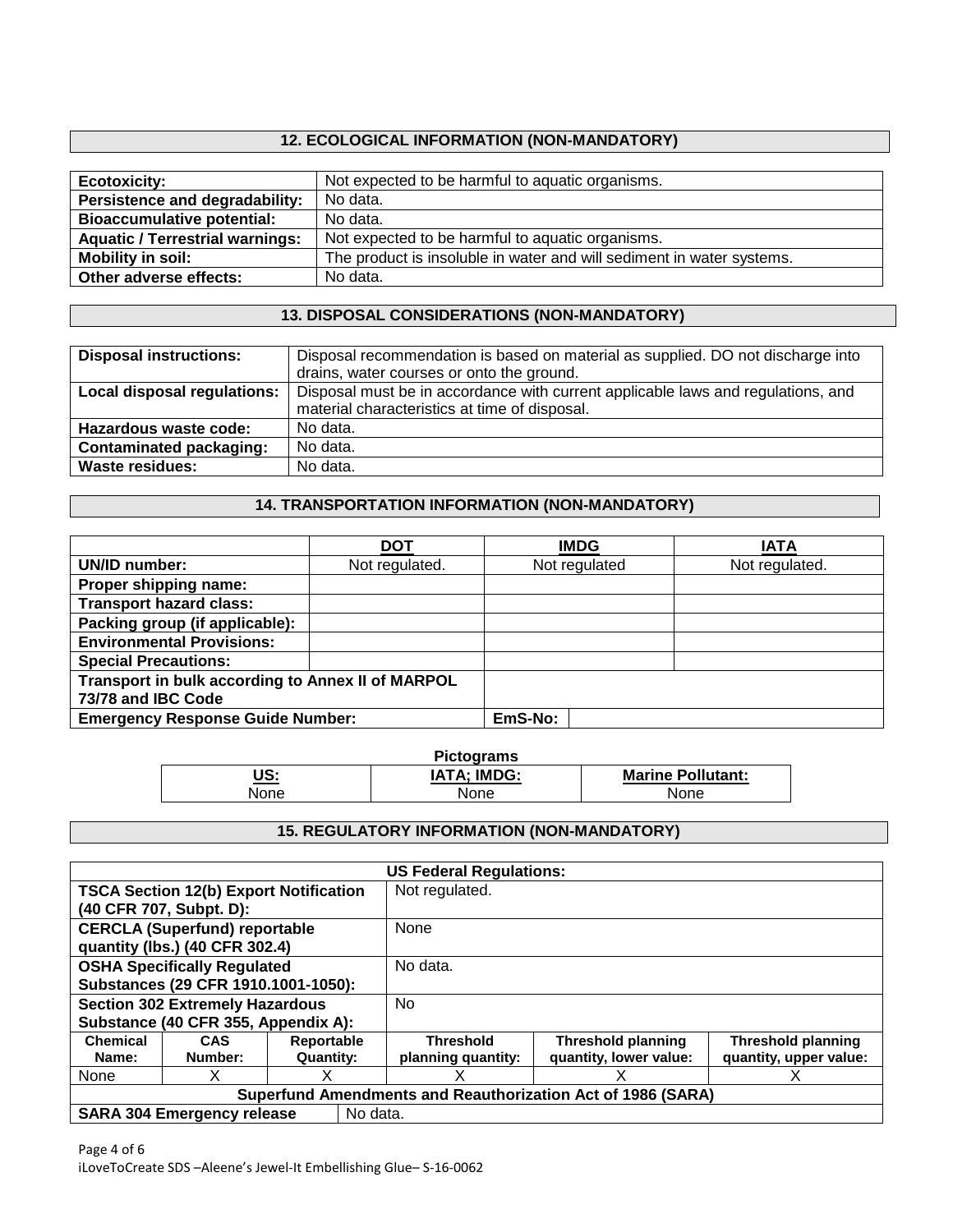## 12. ECOLOGICAL INFORMATION (NON-MANDATORY)

| | |
|---|---|
| **Ecotoxicity:** | Not expected to be harmful to aquatic organisms. |
| **Persistence and degradability:** | No data. |
| **Bioaccumulative potential:** | No data. |
| **Aquatic / Terrestrial warnings:** | Not expected to be harmful to aquatic organisms. |
| **Mobility in soil:** | The product is insoluble in water and will sediment in water systems. |
| **Other adverse effects:** | No data. |

## 13. DISPOSAL CONSIDERATIONS (NON-MANDATORY)

| | |
|---|---|
| **Disposal instructions:** | Disposal recommendation is based on material as supplied. DO not discharge into drains, water courses or onto the ground. |
| **Local disposal regulations:** | Disposal must be in accordance with current applicable laws and regulations, and material characteristics at time of disposal. |
| **Hazardous waste code:** | No data. |
| **Contaminated packaging:** | No data. |
| **Waste residues:** | No data. |

## 14. TRANSPORTATION INFORMATION (NON-MANDATORY)

| | DOT | IMDG | IATA |
|---|---|---|---|
| **UN/ID number:** | Not regulated. | Not regulated | Not regulated. |
| **Proper shipping name:** | | | |
| **Transport hazard class:** | | | |
| **Packing group (if applicable):** | | | |
| **Environmental Provisions:** | | | |
| **Special Precautions:** | | | |
| **Transport in bulk according to Annex II of MARPOL 73/78 and IBC Code** | | | |
| **Emergency Response Guide Number:** | | EmS-No: | |

**Pictograms**

| US: | IATA; IMDG: | Marine Pollutant: |
|---|---|---|
| None | None | None |

## 15. REGULATORY INFORMATION (NON-MANDATORY)

**US Federal Regulations:**

| | | | | | |
|---|---|---|---|---|---|
| **TSCA Section 12(b) Export Notification (40 CFR 707, Subpt. D):** | | | Not regulated. | | |
| **CERCLA (Superfund) reportable quantity (lbs.) (40 CFR 302.4)** | | | None | | |
| **OSHA Specifically Regulated Substances (29 CFR 1910.1001-1050):** | | | No data. | | |
| **Section 302 Extremely Hazardous Substance (40 CFR 355, Appendix A):** | | | No | | |
| **Chemical Name:** | **CAS Number:** | **Reportable Quantity:** | **Threshold planning quantity:** | **Threshold planning quantity, lower value:** | **Threshold planning quantity, upper value:** |
| None | X | X | X | X | X |

**Superfund Amendments and Reauthorization Act of 1986 (SARA)**

| | |
|---|---|
| **SARA 304 Emergency release** | No data. |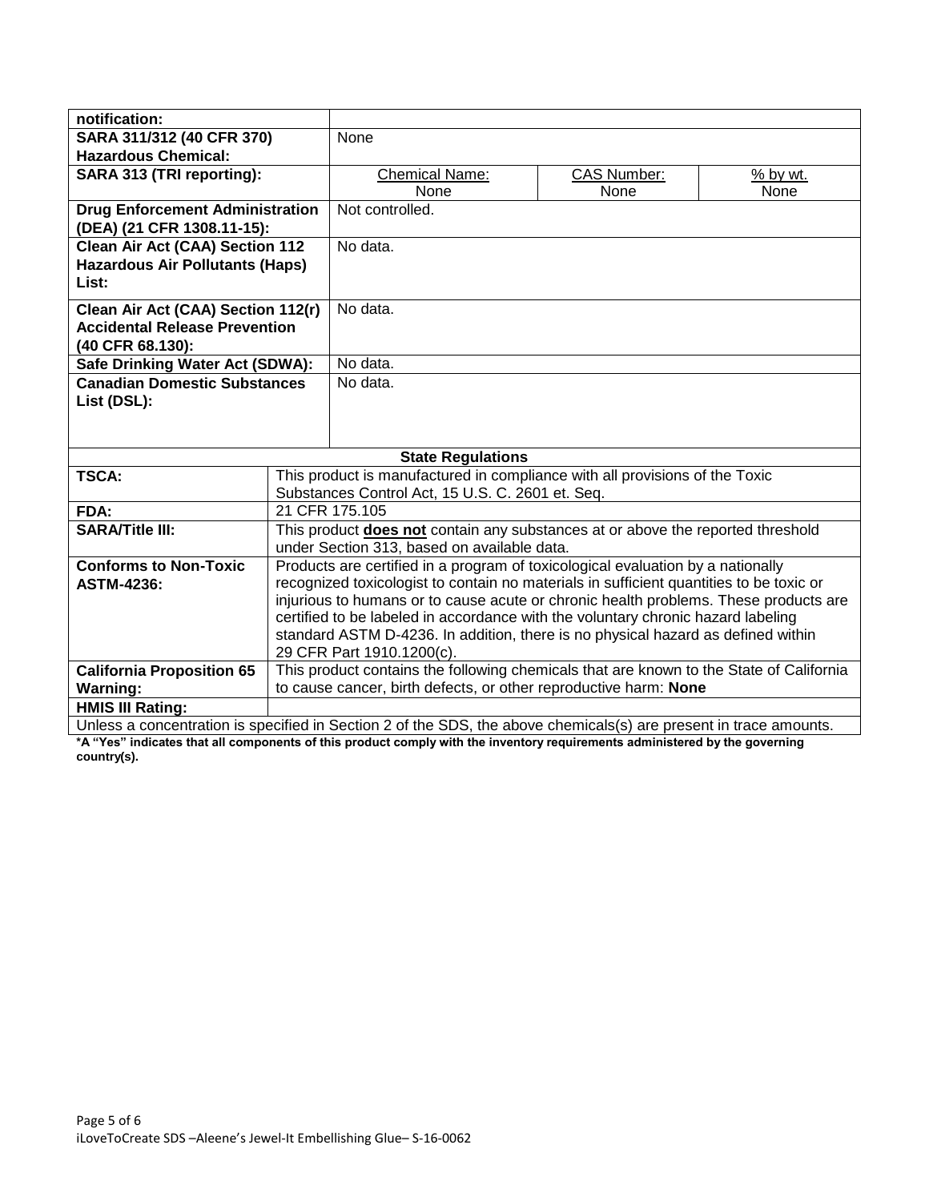| | | | |
|---|---|---|---|
| **notification:** | | | |
| **SARA 311/312 (40 CFR 370) Hazardous Chemical:** | None | | |
| **SARA 313 (TRI reporting):** | Chemical Name: None | CAS Number: None | % by wt. None |
| **Drug Enforcement Administration (DEA) (21 CFR 1308.11-15):** | Not controlled. | | |
| **Clean Air Act (CAA) Section 112 Hazardous Air Pollutants (Haps) List:** | No data. | | |
| **Clean Air Act (CAA) Section 112(r) Accidental Release Prevention (40 CFR 68.130):** | No data. | | |
| **Safe Drinking Water Act (SDWA):** | No data. | | |
| **Canadian Domestic Substances List (DSL):** | No data. | | |

| **State Regulations** | |
|---|---|
| **TSCA:** | This product is manufactured in compliance with all provisions of the Toxic Substances Control Act, 15 U.S. C. 2601 et. Seq. |
| **FDA:** | 21 CFR 175.105 |
| **SARA/Title III:** | This product **does not** contain any substances at or above the reported threshold under Section 313, based on available data. |
| **Conforms to Non-Toxic ASTM-4236:** | Products are certified in a program of toxicological evaluation by a nationally recognized toxicologist to contain no materials in sufficient quantities to be toxic or injurious to humans or to cause acute or chronic health problems. These products are certified to be labeled in accordance with the voluntary chronic hazard labeling standard ASTM D-4236. In addition, there is no physical hazard as defined within 29 CFR Part 1910.1200(c). |
| **California Proposition 65 Warning:** | This product contains the following chemicals that are known to the State of California to cause cancer, birth defects, or other reproductive harm: **None** |
| **HMIS III Rating:** | |

Unless a concentration is specified in Section 2 of the SDS, the above chemicals(s) are present in trace amounts.

**\*A "Yes" indicates that all components of this product comply with the inventory requirements administered by the governing country(s).**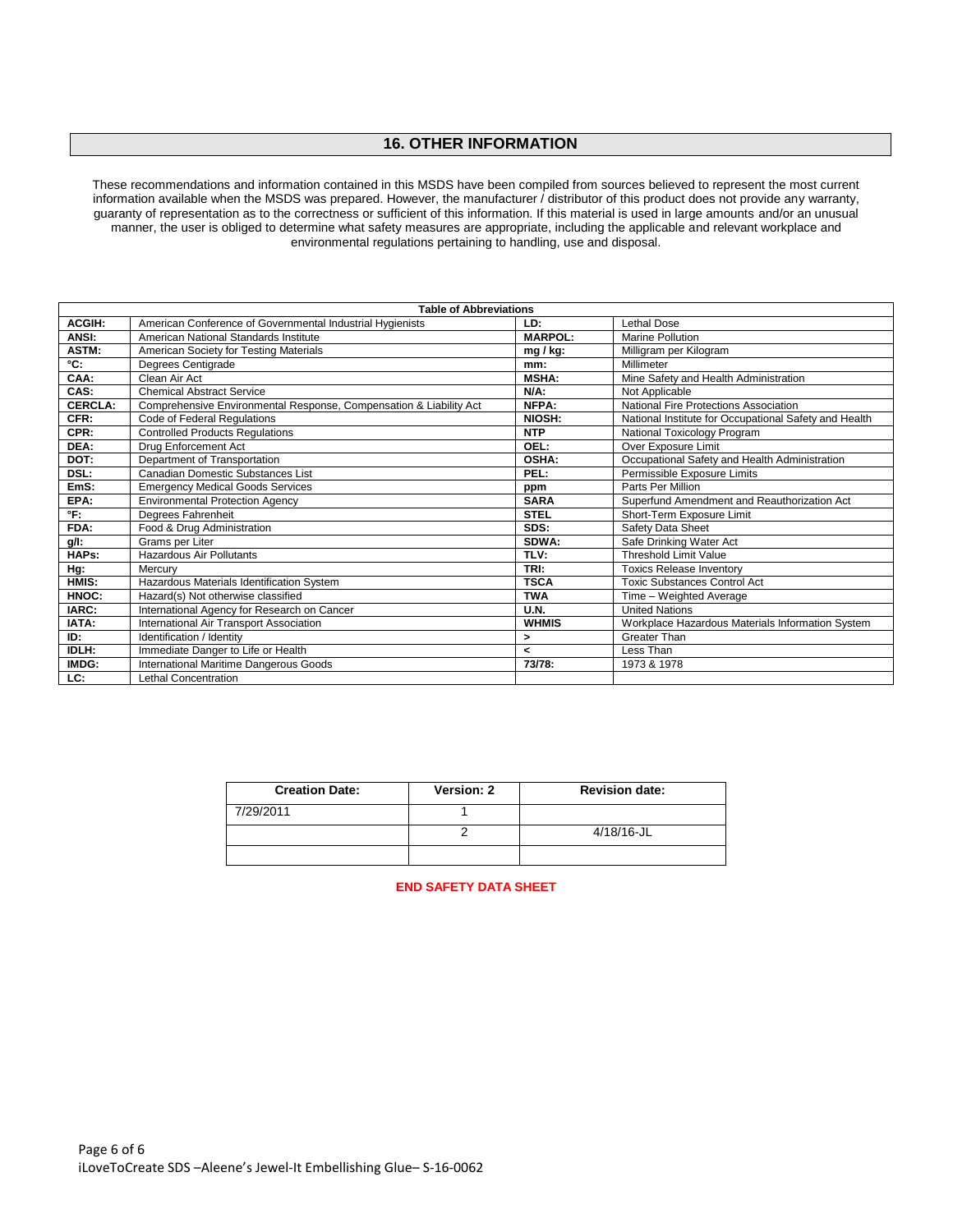## 16. OTHER INFORMATION

These recommendations and information contained in this MSDS have been compiled from sources believed to represent the most current information available when the MSDS was prepared. However, the manufacturer / distributor of this product does not provide any warranty, guaranty of representation as to the correctness or sufficient of this information. If this material is used in large amounts and/or an unusual manner, the user is obliged to determine what safety measures are appropriate, including the applicable and relevant workplace and environmental regulations pertaining to handling, use and disposal.

| Table of Abbreviations | | | |
|---|---|---|---|
| **ACGIH:** | American Conference of Governmental Industrial Hygienists | **LD:** | Lethal Dose |
| **ANSI:** | American National Standards Institute | **MARPOL:** | Marine Pollution |
| **ASTM:** | American Society for Testing Materials | **mg / kg:** | Milligram per Kilogram |
| **°C:** | Degrees Centigrade | **mm:** | Millimeter |
| **CAA:** | Clean Air Act | **MSHA:** | Mine Safety and Health Administration |
| **CAS:** | Chemical Abstract Service | **N/A:** | Not Applicable |
| **CERCLA:** | Comprehensive Environmental Response, Compensation & Liability Act | **NFPA:** | National Fire Protections Association |
| **CFR:** | Code of Federal Regulations | **NIOSH:** | National Institute for Occupational Safety and Health |
| **CPR:** | Controlled Products Regulations | **NTP** | National Toxicology Program |
| **DEA:** | Drug Enforcement Act | **OEL:** | Over Exposure Limit |
| **DOT:** | Department of Transportation | **OSHA:** | Occupational Safety and Health Administration |
| **DSL:** | Canadian Domestic Substances List | **PEL:** | Permissible Exposure Limits |
| **EmS:** | Emergency Medical Goods Services | **ppm** | Parts Per Million |
| **EPA:** | Environmental Protection Agency | **SARA** | Superfund Amendment and Reauthorization Act |
| **°F:** | Degrees Fahrenheit | **STEL** | Short-Term Exposure Limit |
| **FDA:** | Food & Drug Administration | **SDS:** | Safety Data Sheet |
| **g/l:** | Grams per Liter | **SDWA:** | Safe Drinking Water Act |
| **HAPs:** | Hazardous Air Pollutants | **TLV:** | Threshold Limit Value |
| **Hg:** | Mercury | **TRI:** | Toxics Release Inventory |
| **HMIS:** | Hazardous Materials Identification System | **TSCA** | Toxic Substances Control Act |
| **HNOC:** | Hazard(s) Not otherwise classified | **TWA** | Time – Weighted Average |
| **IARC:** | International Agency for Research on Cancer | **U.N.** | United Nations |
| **IATA:** | International Air Transport Association | **WHMIS** | Workplace Hazardous Materials Information System |
| **ID:** | Identification / Identity | **>** | Greater Than |
| **IDLH:** | Immediate Danger to Life or Health | **<** | Less Than |
| **IMDG:** | International Maritime Dangerous Goods | **73/78:** | 1973 & 1978 |
| **LC:** | Lethal Concentration | | |

| Creation Date: | Version: 2 | Revision date: |
|---|---|---|
| 7/29/2011 | 1 | |
| | 2 | 4/18/16-JL |
| | | |

**END SAFETY DATA SHEET**